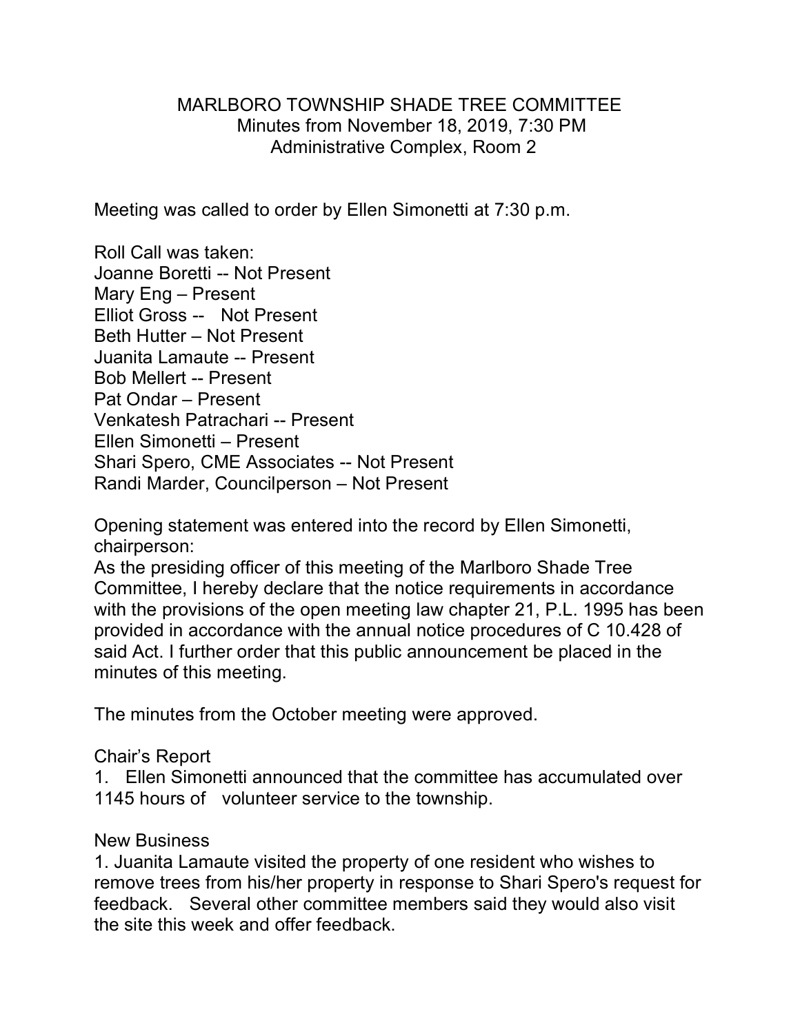# MARLBORO TOWNSHIP SHADE TREE COMMITTEE

Minutes from November 18, 2019, 7:30 PM
Administrative Complex, Room 2

Meeting was called to order by Ellen Simonetti at 7:30 p.m.

Roll Call was taken:
Joanne Boretti -- Not Present
Mary Eng – Present
Elliot Gross -- Not Present
Beth Hutter – Not Present
Juanita Lamaute -- Present
Bob Mellert -- Present
Pat Ondar – Present
Venkatesh Patrachari -- Present
Ellen Simonetti – Present
Shari Spero, CME Associates -- Not Present
Randi Marder, Councilperson – Not Present

Opening statement was entered into the record by Ellen Simonetti, chairperson:
As the presiding officer of this meeting of the Marlboro Shade Tree Committee, I hereby declare that the notice requirements in accordance with the provisions of the open meeting law chapter 21, P.L. 1995 has been provided in accordance with the annual notice procedures of C 10.428 of said Act. I further order that this public announcement be placed in the minutes of this meeting.

The minutes from the October meeting were approved.

Chair's Report

1. Ellen Simonetti announced that the committee has accumulated over 1145 hours of volunteer service to the township.

New Business

1. Juanita Lamaute visited the property of one resident who wishes to remove trees from his/her property in response to Shari Spero's request for feedback. Several other committee members said they would also visit the site this week and offer feedback.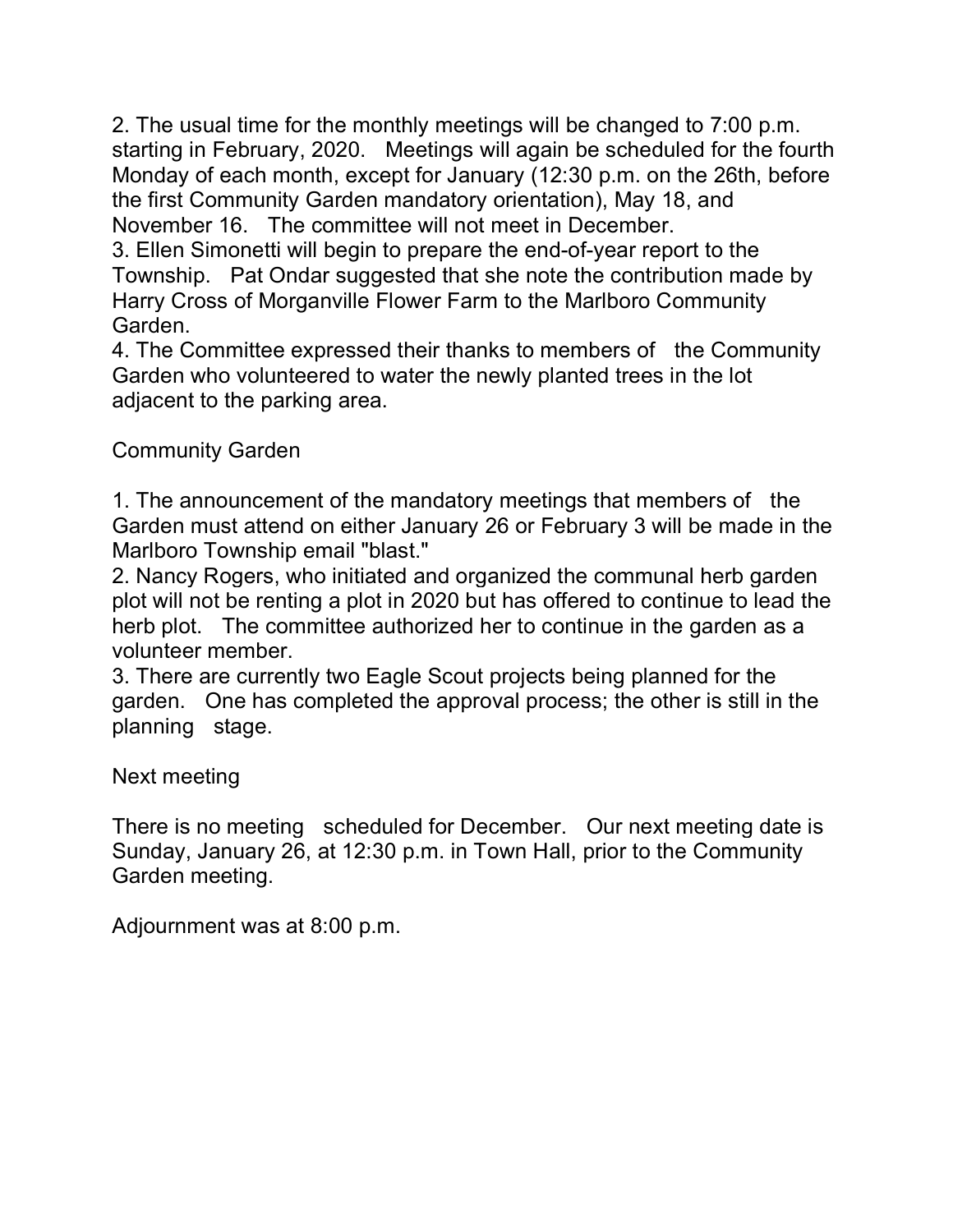2. The usual time for the monthly meetings will be changed to 7:00 p.m. starting in February, 2020. Meetings will again be scheduled for the fourth Monday of each month, except for January (12:30 p.m. on the 26th, before the first Community Garden mandatory orientation), May 18, and November 16. The committee will not meet in December.
3. Ellen Simonetti will begin to prepare the end-of-year report to the Township. Pat Ondar suggested that she note the contribution made by Harry Cross of Morganville Flower Farm to the Marlboro Community Garden.
4. The Committee expressed their thanks to members of the Community Garden who volunteered to water the newly planted trees in the lot adjacent to the parking area.

Community Garden

1. The announcement of the mandatory meetings that members of the Garden must attend on either January 26 or February 3 will be made in the Marlboro Township email "blast."
2. Nancy Rogers, who initiated and organized the communal herb garden plot will not be renting a plot in 2020 but has offered to continue to lead the herb plot. The committee authorized her to continue in the garden as a volunteer member.
3. There are currently two Eagle Scout projects being planned for the garden. One has completed the approval process; the other is still in the planning stage.

Next meeting

There is no meeting scheduled for December. Our next meeting date is Sunday, January 26, at 12:30 p.m. in Town Hall, prior to the Community Garden meeting.

Adjournment was at 8:00 p.m.